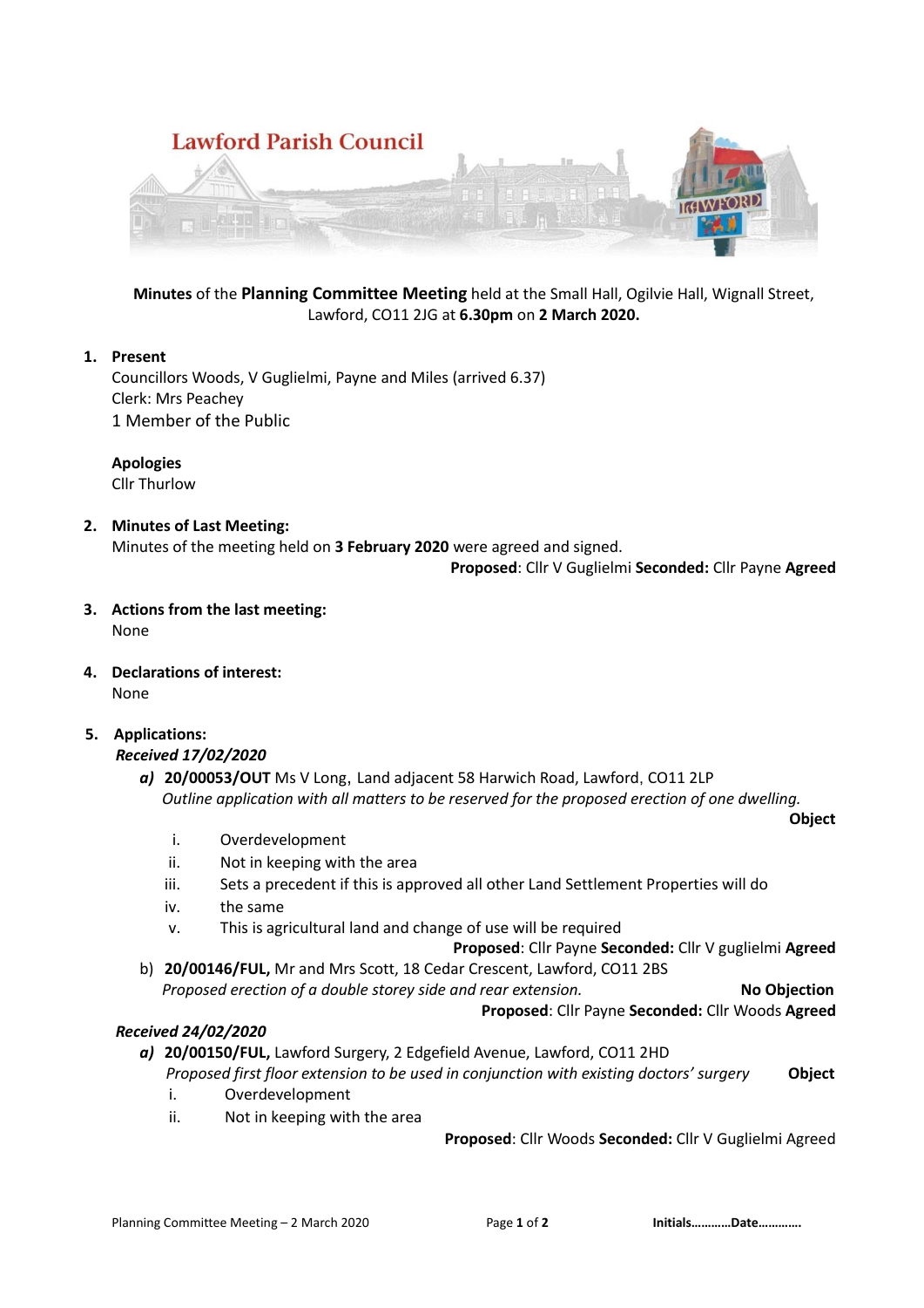# Lawford Parish Council

**Minutes** of the **Planning Committee Meeting** held at the Small Hall, Ogilvie Hall, Wignall Street, Lawford, CO11 2JG at **6.30pm** on **2 March 2020.**

1. **Present**
   Councillors Woods, V Guglielmi, Payne and Miles (arrived 6.37)
   Clerk: Mrs Peachey
   1 Member of the Public

   **Apologies**
   Cllr Thurlow

2. **Minutes of Last Meeting:**
   Minutes of the meeting held on **3 February 2020** were agreed and signed.
   **Proposed**: Cllr V Guglielmi **Seconded:** Cllr Payne **Agreed**

3. **Actions from the last meeting:**
   None

4. **Declarations of interest:**
   None

5. **Applications:**

   ***Received 17/02/2020***

   ***a)*** **20/00053/OUT** Ms V Long, Land adjacent 58 Harwich Road, Lawford, CO11 2LP
   *Outline application with all matters to be reserved for the proposed erection of one dwelling.*
   **Object**
   i. Overdevelopment
   ii. Not in keeping with the area
   iii. Sets a precedent if this is approved all other Land Settlement Properties will do
   iv. the same
   v. This is agricultural land and change of use will be required

   **Proposed**: Cllr Payne **Seconded:** Cllr V guglielmi **Agreed**

   b) **20/00146/FUL,** Mr and Mrs Scott, 18 Cedar Crescent, Lawford, CO11 2BS
   *Proposed erection of a double storey side and rear extension.* **No Objection**
   **Proposed**: Cllr Payne **Seconded:** Cllr Woods **Agreed**

   ***Received 24/02/2020***

   ***a)*** **20/00150/FUL,** Lawford Surgery, 2 Edgefield Avenue, Lawford, CO11 2HD
   *Proposed first floor extension to be used in conjunction with existing doctors' surgery* **Object**
   i. Overdevelopment
   ii. Not in keeping with the area

   **Proposed**: Cllr Woods **Seconded:** Cllr V Guglielmi Agreed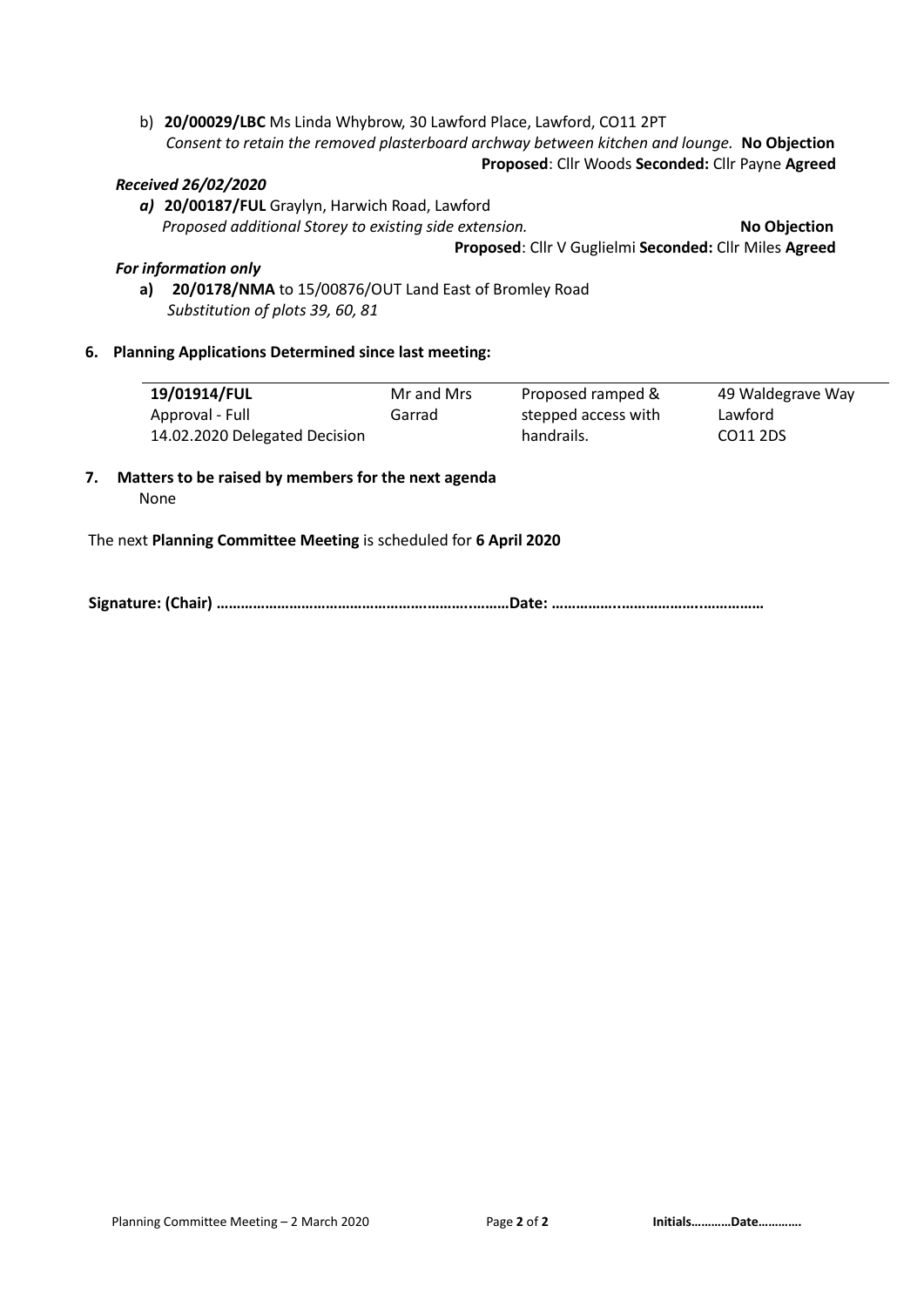b) **20/00029/LBC** Ms Linda Whybrow, 30 Lawford Place, Lawford, CO11 2PT
*Consent to retain the removed plasterboard archway between kitchen and lounge.* **No Objection**
**Proposed**: Cllr Woods **Seconded:** Cllr Payne **Agreed**

***Received 26/02/2020***

***a)*** **20/00187/FUL** Graylyn, Harwich Road, Lawford
*Proposed additional Storey to existing side extension.* **No Objection**
**Proposed**: Cllr V Guglielmi **Seconded:** Cllr Miles **Agreed**

***For information only***

**a)** **20/0178/NMA** to 15/00876/OUT Land East of Bromley Road
*Substitution of plots 39, 60, 81*

**6. Planning Applications Determined since last meeting:**

| | | | |
|---|---|---|---|
| **19/01914/FUL**<br>Approval - Full<br>14.02.2020 Delegated Decision | Mr and Mrs Garrad | Proposed ramped & stepped access with handrails. | 49 Waldegrave Way<br>Lawford<br>CO11 2DS |

**7. Matters to be raised by members for the next agenda**
None

The next **Planning Committee Meeting** is scheduled for **6 April 2020**

**Signature: (Chair) …………………………………………….…….…..………Date: ……………..………………..……………**